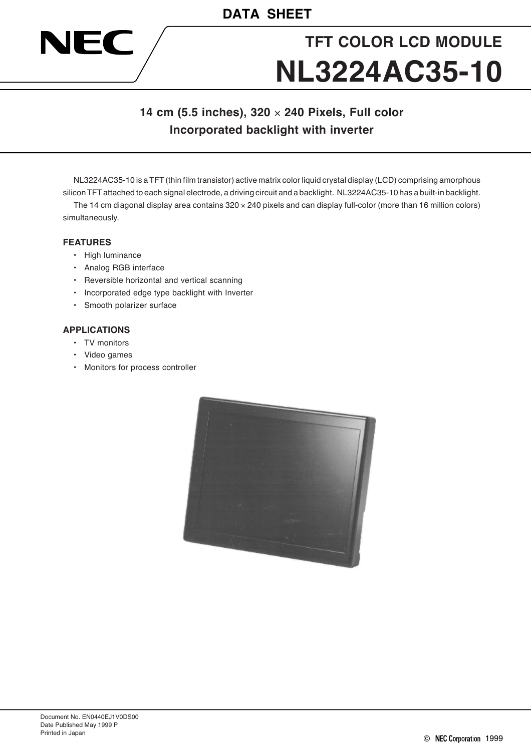DATA SHEET

NEC

# TFT COLOR LCD MODULE

# NL3224AC35-10

## 14 cm (5.5 inches), 320 × 240 Pixels, Full color
## Incorporated backlight with inverter

NL3224AC35-10 is a TFT (thin film transistor) active matrix color liquid crystal display (LCD) comprising amorphous silicon TFT attached to each signal electrode, a driving circuit and a backlight. NL3224AC35-10 has a built-in backlight.

The 14 cm diagonal display area contains 320 × 240 pixels and can display full-color (more than 16 million colors) simultaneously.

### FEATURES

- High luminance
- Analog RGB interface
- Reversible horizontal and vertical scanning
- Incorporated edge type backlight with Inverter
- Smooth polarizer surface

### APPLICATIONS

- TV monitors
- Video games
- Monitors for process controller

Document No. EN0440EJ1V0DS00
Date Published May 1999 P
Printed in Japan

© NEC Corporation 1999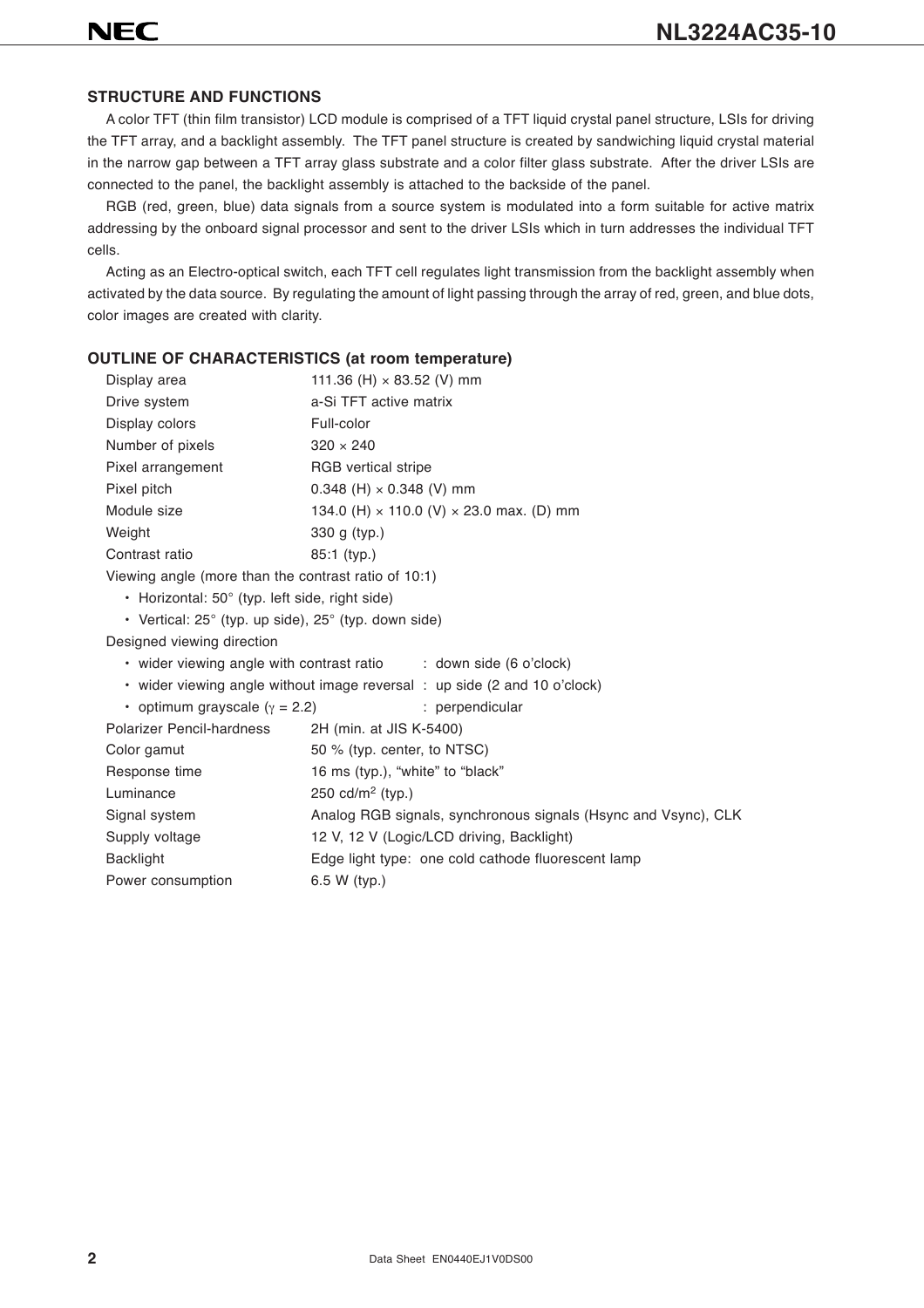## STRUCTURE AND FUNCTIONS

A color TFT (thin film transistor) LCD module is comprised of a TFT liquid crystal panel structure, LSIs for driving the TFT array, and a backlight assembly. The TFT panel structure is created by sandwiching liquid crystal material in the narrow gap between a TFT array glass substrate and a color filter glass substrate. After the driver LSIs are connected to the panel, the backlight assembly is attached to the backside of the panel.

RGB (red, green, blue) data signals from a source system is modulated into a form suitable for active matrix addressing by the onboard signal processor and sent to the driver LSIs which in turn addresses the individual TFT cells.

Acting as an Electro-optical switch, each TFT cell regulates light transmission from the backlight assembly when activated by the data source. By regulating the amount of light passing through the array of red, green, and blue dots, color images are created with clarity.

## OUTLINE OF CHARACTERISTICS (at room temperature)

| | |
|---|---|
| Display area | 111.36 (H) × 83.52 (V) mm |
| Drive system | a-Si TFT active matrix |
| Display colors | Full-color |
| Number of pixels | 320 × 240 |
| Pixel arrangement | RGB vertical stripe |
| Pixel pitch | 0.348 (H) × 0.348 (V) mm |
| Module size | 134.0 (H) × 110.0 (V) × 23.0 max. (D) mm |
| Weight | 330 g (typ.) |
| Contrast ratio | 85:1 (typ.) |

Viewing angle (more than the contrast ratio of 10:1)

- Horizontal: 50° (typ. left side, right side)
- Vertical: 25° (typ. up side), 25° (typ. down side)

Designed viewing direction

- wider viewing angle with contrast ratio : down side (6 o'clock)
- wider viewing angle without image reversal : up side (2 and 10 o'clock)
- optimum grayscale ($\gamma = 2.2$) : perpendicular

| | |
|---|---|
| Polarizer Pencil-hardness | 2H (min. at JIS K-5400) |
| Color gamut | 50 % (typ. center, to NTSC) |
| Response time | 16 ms (typ.), "white" to "black" |
| Luminance | 250 cd/m$^2$ (typ.) |
| Signal system | Analog RGB signals, synchronous signals (Hsync and Vsync), CLK |
| Supply voltage | 12 V, 12 V (Logic/LCD driving, Backlight) |
| Backlight | Edge light type: one cold cathode fluorescent lamp |
| Power consumption | 6.5 W (typ.) |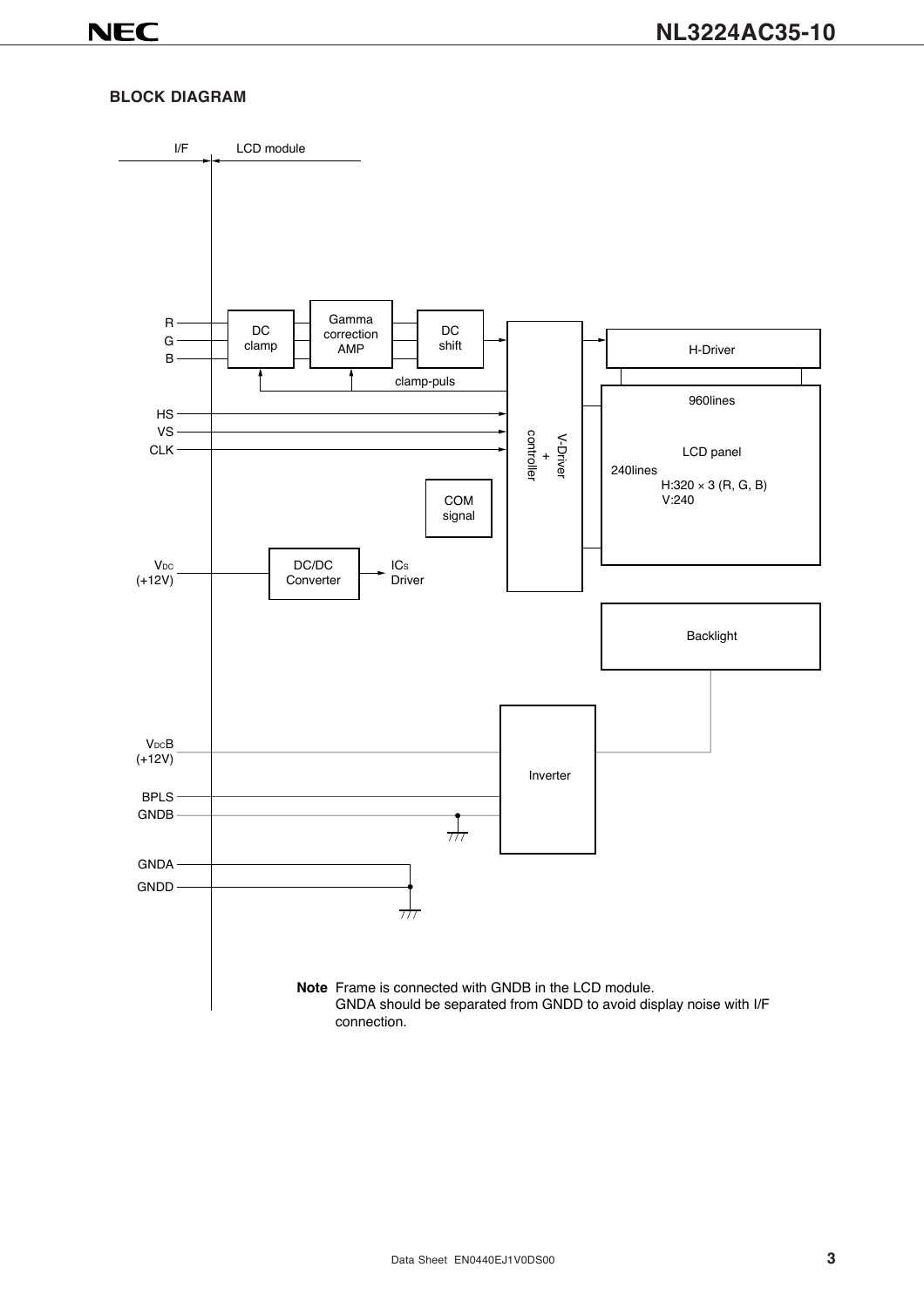## BLOCK DIAGRAM

I/F | LCD module

R
G
B

DC clamp

Gamma correction AMP

DC shift

clamp-puls

HS
VS
CLK

V-Driver + controller

H-Driver

960lines

LCD panel

240lines

H:320 × 3 (R, G, B)
V:240

COM signal

$V_{DC}$ (+12V)

DC/DC Converter

$IC_S$ Driver

Backlight

$V_{DC}B$ (+12V)

BPLS

GNDB

Inverter

GNDA

GNDD

**Note** Frame is connected with GNDB in the LCD module.
GNDA should be separated from GNDD to avoid display noise with I/F connection.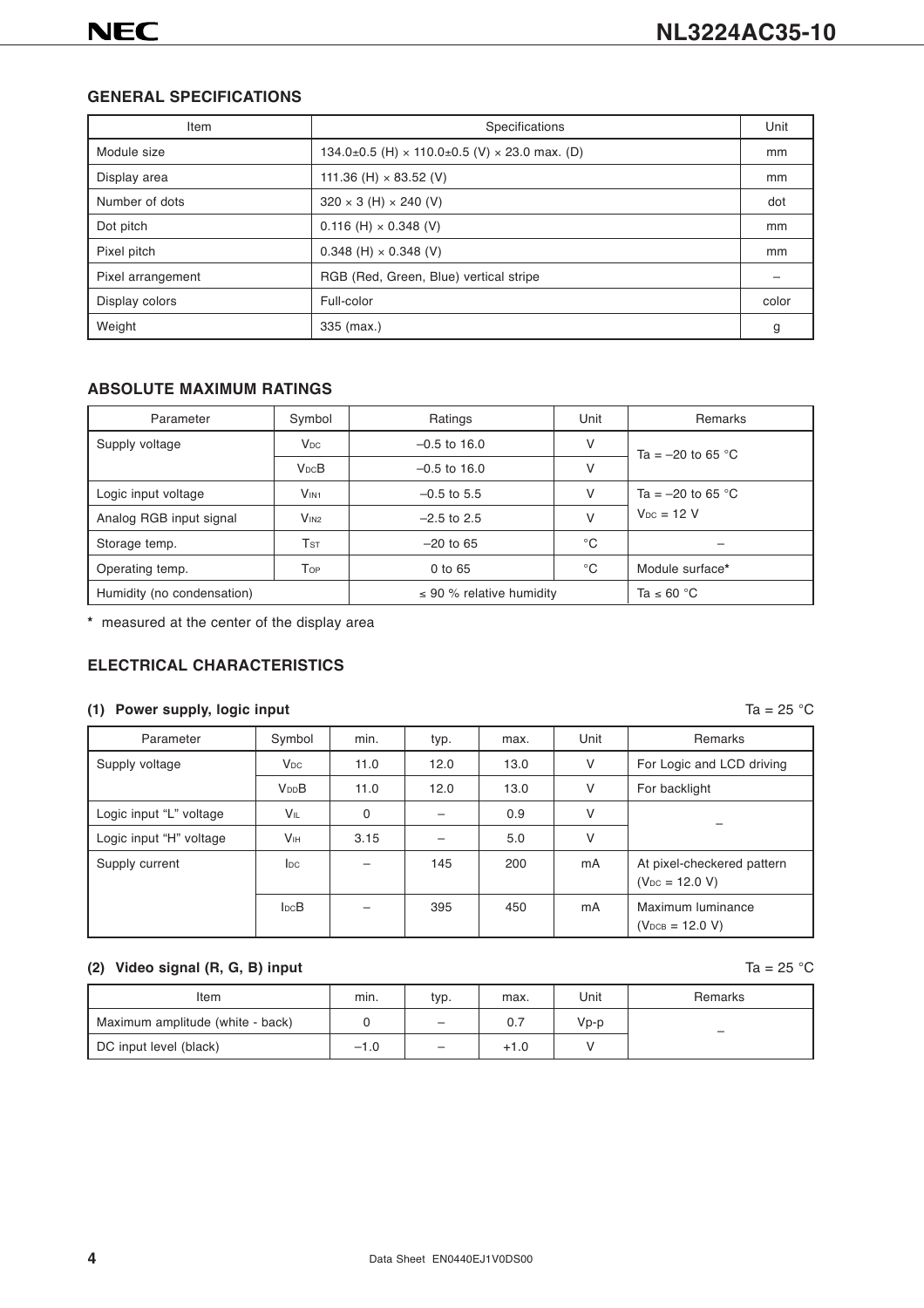## GENERAL SPECIFICATIONS

| Item | Specifications | Unit |
|---|---|---|
| Module size | 134.0±0.5 (H) × 110.0±0.5 (V) × 23.0 max. (D) | mm |
| Display area | 111.36 (H) × 83.52 (V) | mm |
| Number of dots | 320 × 3 (H) × 240 (V) | dot |
| Dot pitch | 0.116 (H) × 0.348 (V) | mm |
| Pixel pitch | 0.348 (H) × 0.348 (V) | mm |
| Pixel arrangement | RGB (Red, Green, Blue) vertical stripe | – |
| Display colors | Full-color | color |
| Weight | 335 (max.) | g |

## ABSOLUTE MAXIMUM RATINGS

| Parameter | Symbol | Ratings | Unit | Remarks |
|---|---|---|---|---|
| Supply voltage | $V_{DC}$ | –0.5 to 16.0 | V | Ta = –20 to 65 °C |
| | $V_{DC}B$ | –0.5 to 16.0 | V | |
| Logic input voltage | $V_{IN1}$ | –0.5 to 5.5 | V | Ta = –20 to 65 °C $V_{DC}$ = 12 V |
| Analog RGB input signal | $V_{IN2}$ | –2.5 to 2.5 | V | |
| Storage temp. | $T_{ST}$ | –20 to 65 | °C | – |
| Operating temp. | $T_{OP}$ | 0 to 65 | °C | Module surface* |
| Humidity (no condensation) | | ≤ 90 % relative humidity | | Ta ≤ 60 °C |

\* measured at the center of the display area

## ELECTRICAL CHARACTERISTICS

### (1) Power supply, logic input

Ta = 25 °C

| Parameter | Symbol | min. | typ. | max. | Unit | Remarks |
|---|---|---|---|---|---|---|
| Supply voltage | $V_{DC}$ | 11.0 | 12.0 | 13.0 | V | For Logic and LCD driving |
| | $V_{DD}B$ | 11.0 | 12.0 | 13.0 | V | For backlight |
| Logic input "L" voltage | $V_{IL}$ | 0 | – | 0.9 | V | – |
| Logic input "H" voltage | $V_{IH}$ | 3.15 | – | 5.0 | V | |
| Supply current | $I_{DC}$ | – | 145 | 200 | mA | At pixel-checkered pattern ($V_{DC}$ = 12.0 V) |
| | $I_{DC}B$ | – | 395 | 450 | mA | Maximum luminance ($V_{DCB}$ = 12.0 V) |

### (2) Video signal (R, G, B) input

Ta = 25 °C

| Item | min. | typ. | max. | Unit | Remarks |
|---|---|---|---|---|---|
| Maximum amplitude (white - back) | 0 | – | 0.7 | Vp-p | – |
| DC input level (black) | –1.0 | – | +1.0 | V | |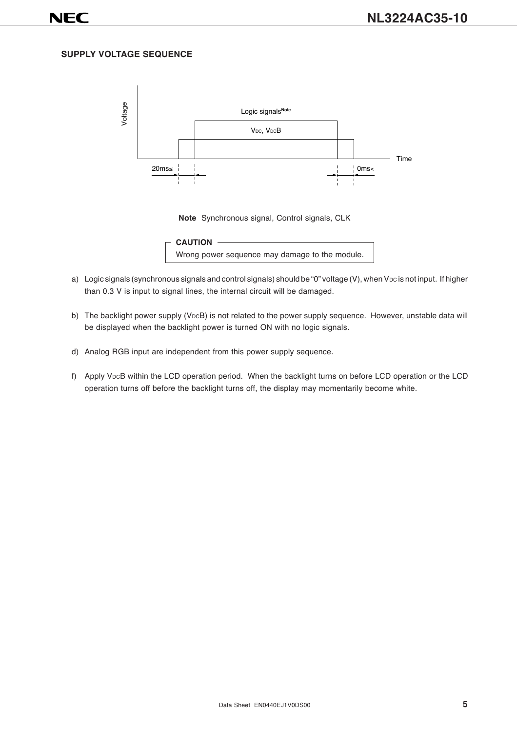## SUPPLY VOLTAGE SEQUENCE

Voltage

Logic signals[Note]

$V_{DC}$, $V_{DC}B$

Time

20ms≤

0ms<

**Note** Synchronous signal, Control signals, CLK

> **CAUTION**
>
> Wrong power sequence may damage to the module.

a) Logic signals (synchronous signals and control signals) should be "0" voltage (V), when $V_{DC}$ is not input. If higher than 0.3 V is input to signal lines, the internal circuit will be damaged.

b) The backlight power supply ($V_{DC}B$) is not related to the power supply sequence. However, unstable data will be displayed when the backlight power is turned ON with no logic signals.

d) Analog RGB input are independent from this power supply sequence.

f) Apply $V_{DC}B$ within the LCD operation period. When the backlight turns on before LCD operation or the LCD operation turns off before the backlight turns off, the display may momentarily become white.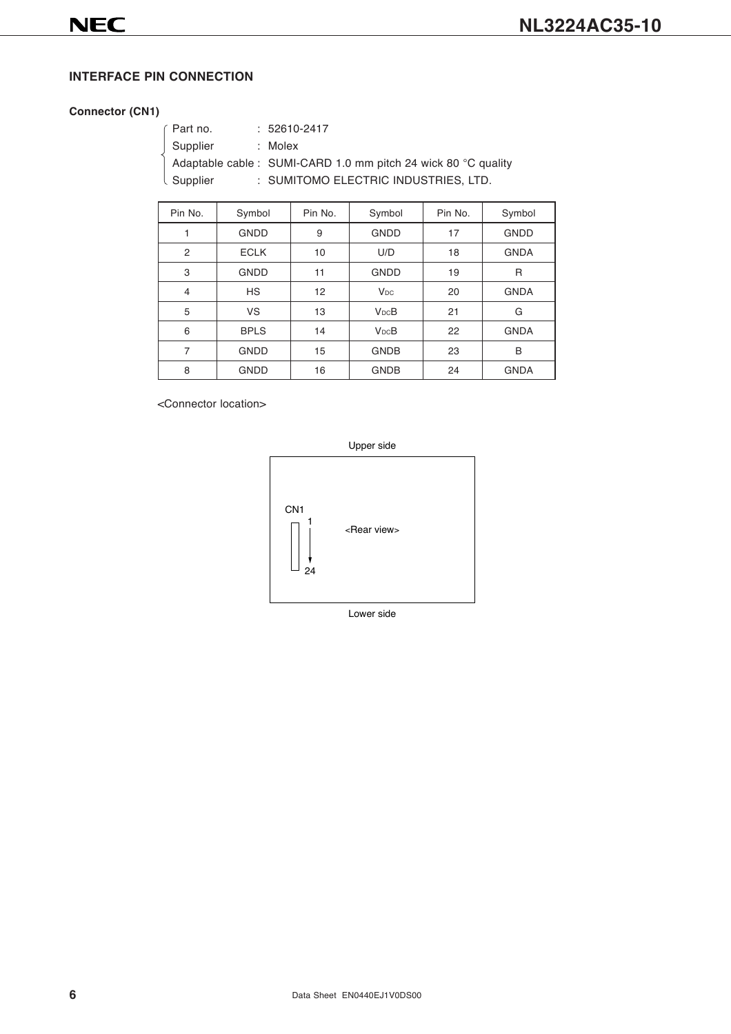## INTERFACE PIN CONNECTION

### Connector (CN1)

- Part no. : 52610-2417
- Supplier : Molex
- Adaptable cable : SUMI-CARD 1.0 mm pitch 24 wick 80 °C quality
- Supplier : SUMITOMO ELECTRIC INDUSTRIES, LTD.

| Pin No. | Symbol | Pin No. | Symbol | Pin No. | Symbol |
|---|---|---|---|---|---|
| 1 | GNDD | 9 | GNDD | 17 | GNDD |
| 2 | ECLK | 10 | U/D | 18 | GNDA |
| 3 | GNDD | 11 | GNDD | 19 | R |
| 4 | HS | 12 | $V_{DC}$ | 20 | GNDA |
| 5 | VS | 13 | $V_{DC}B$ | 21 | G |
| 6 | BPLS | 14 | $V_{DC}B$ | 22 | GNDA |
| 7 | GNDD | 15 | GNDB | 23 | B |
| 8 | GNDD | 16 | GNDB | 24 | GNDA |

<Connector location>

Upper side

CN1 1 → 24 <Rear view>

Lower side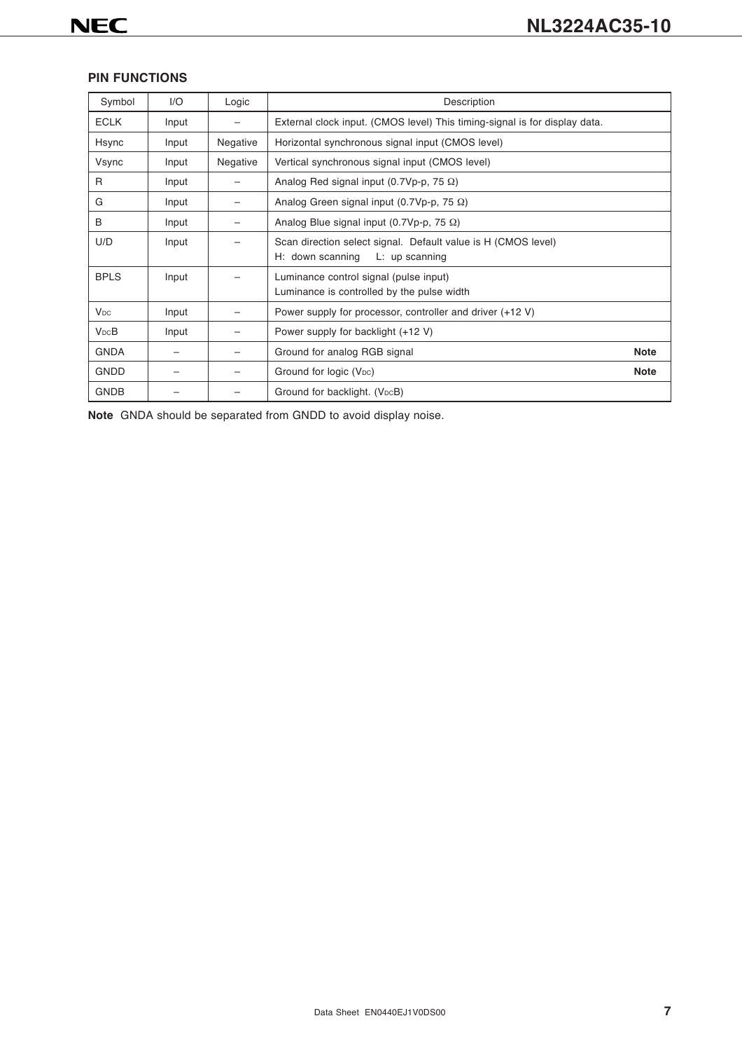## PIN FUNCTIONS

| Symbol | I/O | Logic | Description |
|---|---|---|---|
| ECLK | Input | – | External clock input. (CMOS level) This timing-signal is for display data. |
| Hsync | Input | Negative | Horizontal synchronous signal input (CMOS level) |
| Vsync | Input | Negative | Vertical synchronous signal input (CMOS level) |
| R | Input | – | Analog Red signal input (0.7Vp-p, 75 Ω) |
| G | Input | – | Analog Green signal input (0.7Vp-p, 75 Ω) |
| B | Input | – | Analog Blue signal input (0.7Vp-p, 75 Ω) |
| U/D | Input | – | Scan direction select signal. Default value is H (CMOS level)<br>H: down scanning L: up scanning |
| BPLS | Input | – | Luminance control signal (pulse input)<br>Luminance is controlled by the pulse width |
| $V_{DC}$ | Input | – | Power supply for processor, controller and driver (+12 V) |
| $V_{DC}B$ | Input | – | Power supply for backlight (+12 V) |
| GNDA | – | – | Ground for analog RGB signal **Note** |
| GNDD | – | – | Ground for logic ($V_{DC}$) **Note** |
| GNDB | – | – | Ground for backlight. ($V_{DC}B$) |

**Note** GNDA should be separated from GNDD to avoid display noise.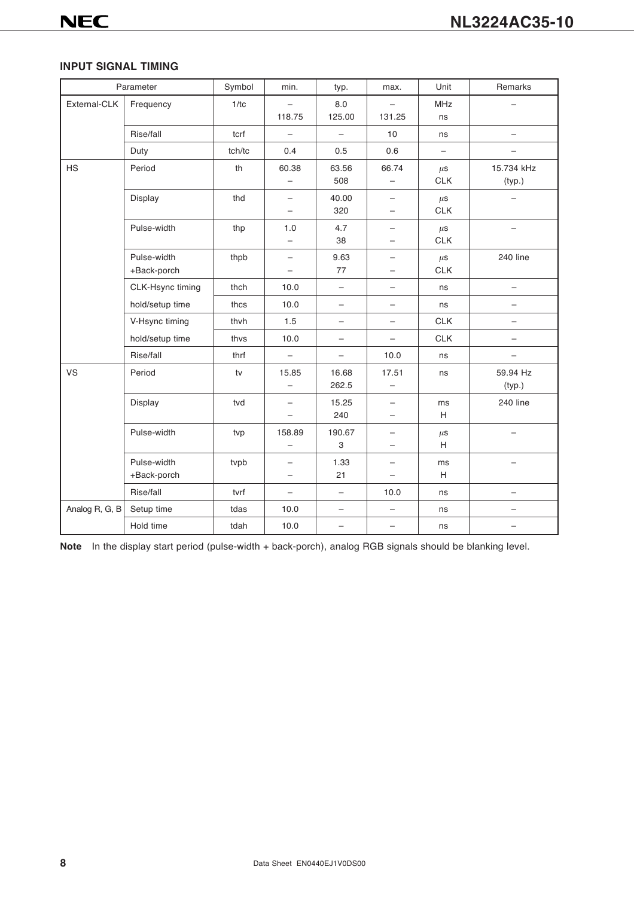### INPUT SIGNAL TIMING

| Parameter | | Symbol | min. | typ. | max. | Unit | Remarks |
|---|---|---|---|---|---|---|---|
| External-CLK | Frequency | 1/tc | –<br>118.75 | 8.0<br>125.00 | –<br>131.25 | MHz<br>ns | – |
| | Rise/fall | tcrf | – | – | 10 | ns | – |
| | Duty | tch/tc | 0.4 | 0.5 | 0.6 | – | – |
| HS | Period | th | 60.38<br>– | 63.56<br>508 | 66.74<br>– | μs<br>CLK | 15.734 kHz<br>(typ.) |
| | Display | thd | –<br>– | 40.00<br>320 | –<br>– | μs<br>CLK | – |
| | Pulse-width | thp | 1.0<br>– | 4.7<br>38 | –<br>– | μs<br>CLK | – |
| | Pulse-width<br>+Back-porch | thpb | –<br>– | 9.63<br>77 | –<br>– | μs<br>CLK | 240 line |
| | CLK-Hsync timing | thch | 10.0 | – | – | ns | – |
| | hold/setup time | thcs | 10.0 | – | – | ns | – |
| | V-Hsync timing | thvh | 1.5 | – | – | CLK | – |
| | hold/setup time | thvs | 10.0 | – | – | CLK | – |
| | Rise/fall | thrf | – | – | 10.0 | ns | – |
| VS | Period | tv | 15.85<br>– | 16.68<br>262.5 | 17.51<br>– | ns | 59.94 Hz<br>(typ.) |
| | Display | tvd | –<br>– | 15.25<br>240 | –<br>– | ms<br>H | 240 line |
| | Pulse-width | tvp | 158.89<br>– | 190.67<br>3 | –<br>– | μs<br>H | – |
| | Pulse-width<br>+Back-porch | tvpb | –<br>– | 1.33<br>21 | –<br>– | ms<br>H | – |
| | Rise/fall | tvrf | – | – | 10.0 | ns | – |
| Analog R, G, B | Setup time | tdas | 10.0 | – | – | ns | – |
| | Hold time | tdah | 10.0 | – | – | ns | – |

**Note** In the display start period (pulse-width + back-porch), analog RGB signals should be blanking level.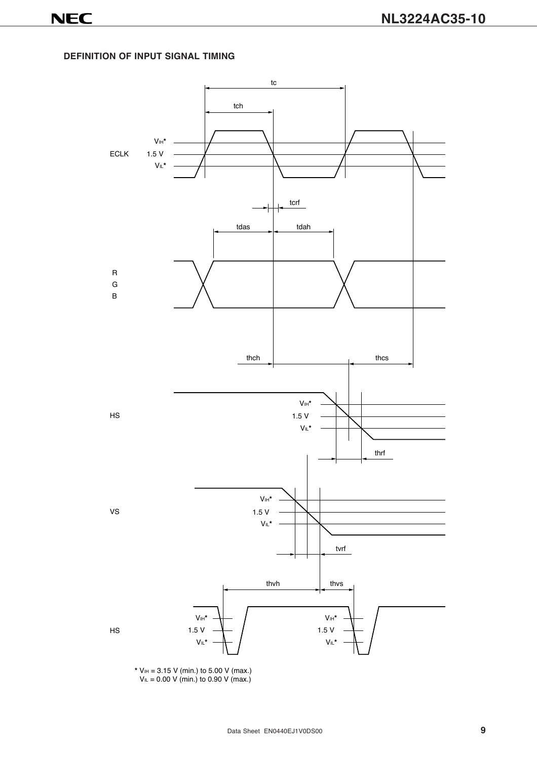## DEFINITION OF INPUT SIGNAL TIMING

tc

tch

ECLK

$V_{IH}$*

1.5 V

$V_{IL}$*

tcrf

tdas

tdah

R

G

B

thch

thcs

HS

$V_{IH}$*

1.5 V

$V_{IL}$*

thrf

VS

$V_{IH}$*

1.5 V

$V_{IL}$*

tvrf

thvh

thvs

HS

$V_{IH}$*

1.5 V

$V_{IL}$*

$V_{IH}$*

1.5 V

$V_{IL}$*

\* $V_{IH}$ = 3.15 V (min.) to 5.00 V (max.)
$V_{IL}$ = 0.00 V (min.) to 0.90 V (max.)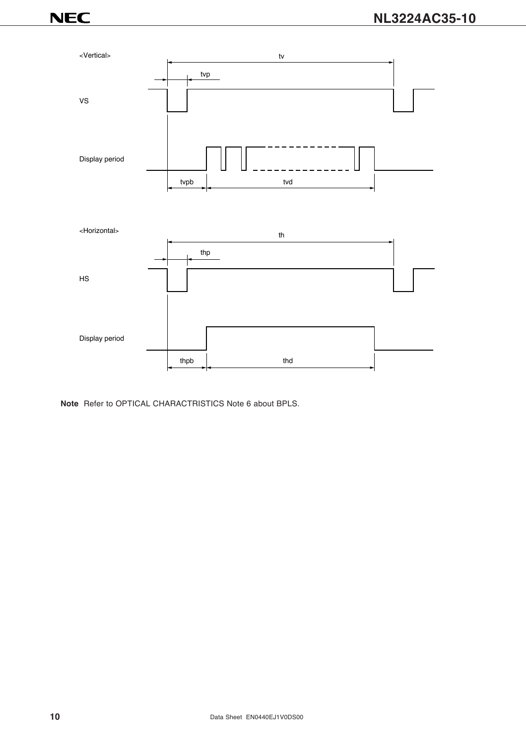<Vertical>

tv

tvp

VS

Display period

tvpb    tvd

<Horizontal>

th

thp

HS

Display period

thpb    thd

**Note** Refer to OPTICAL CHARACTRISTICS Note 6 about BPLS.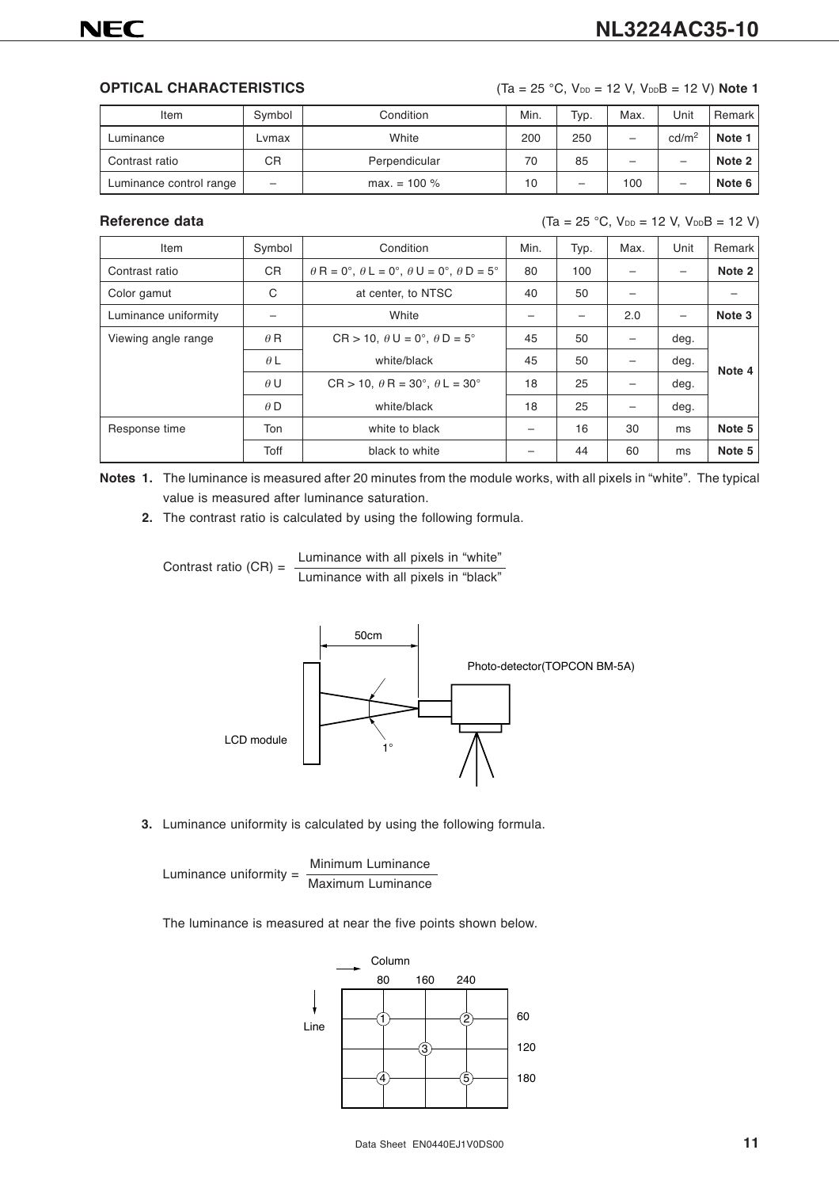## OPTICAL CHARACTERISTICS

(Ta = 25 °C, $V_{DD}$ = 12 V, $V_{DD}B$ = 12 V) **Note 1**

| Item | Symbol | Condition | Min. | Typ. | Max. | Unit | Remark |
|---|---|---|---|---|---|---|---|
| Luminance | Lvmax | White | 200 | 250 | – | cd/m$^2$ | **Note 1** |
| Contrast ratio | CR | Perpendicular | 70 | 85 | – | – | **Note 2** |
| Luminance control range | – | max. = 100 % | 10 | – | 100 | – | **Note 6** |

## Reference data

(Ta = 25 °C, $V_{DD}$ = 12 V, $V_{DD}B$ = 12 V)

| Item | Symbol | Condition | Min. | Typ. | Max. | Unit | Remark |
|---|---|---|---|---|---|---|---|
| Contrast ratio | CR | $\theta$R = 0°, $\theta$L = 0°, $\theta$U = 0°, $\theta$D = 5° | 80 | 100 | – | – | **Note 2** |
| Color gamut | C | at center, to NTSC | 40 | 50 | – | | – |
| Luminance uniformity | – | White | – | – | 2.0 | – | **Note 3** |
| Viewing angle range | $\theta$R | CR > 10, $\theta$U = 0°, $\theta$D = 5° | 45 | 50 | – | deg. | **Note 4** |
| | $\theta$L | white/black | 45 | 50 | – | deg. | |
| | $\theta$U | CR > 10, $\theta$R = 30°, $\theta$L = 30° | 18 | 25 | – | deg. | |
| | $\theta$D | white/black | 18 | 25 | – | deg. | |
| Response time | Ton | white to black | – | 16 | 30 | ms | **Note 5** |
| | Toff | black to white | – | 44 | 60 | ms | **Note 5** |

**Notes 1.** The luminance is measured after 20 minutes from the module works, with all pixels in "white". The typical value is measured after luminance saturation.

**2.** The contrast ratio is calculated by using the following formula.

$$\text{Contrast ratio (CR)} = \frac{\text{Luminance with all pixels in "white"}}{\text{Luminance with all pixels in "black"}}$$

50cm

Photo-detector(TOPCON BM-5A)

LCD module

1°

**3.** Luminance uniformity is calculated by using the following formula.

$$\text{Luminance uniformity} = \frac{\text{Minimum Luminance}}{\text{Maximum Luminance}}$$

The luminance is measured at near the five points shown below.

| Line \ Column | 80 | 160 | 240 |
|---|---|---|---|
| 60 | ① | | ② |
| 120 | | ③ | |
| 180 | ④ | | ⑤ |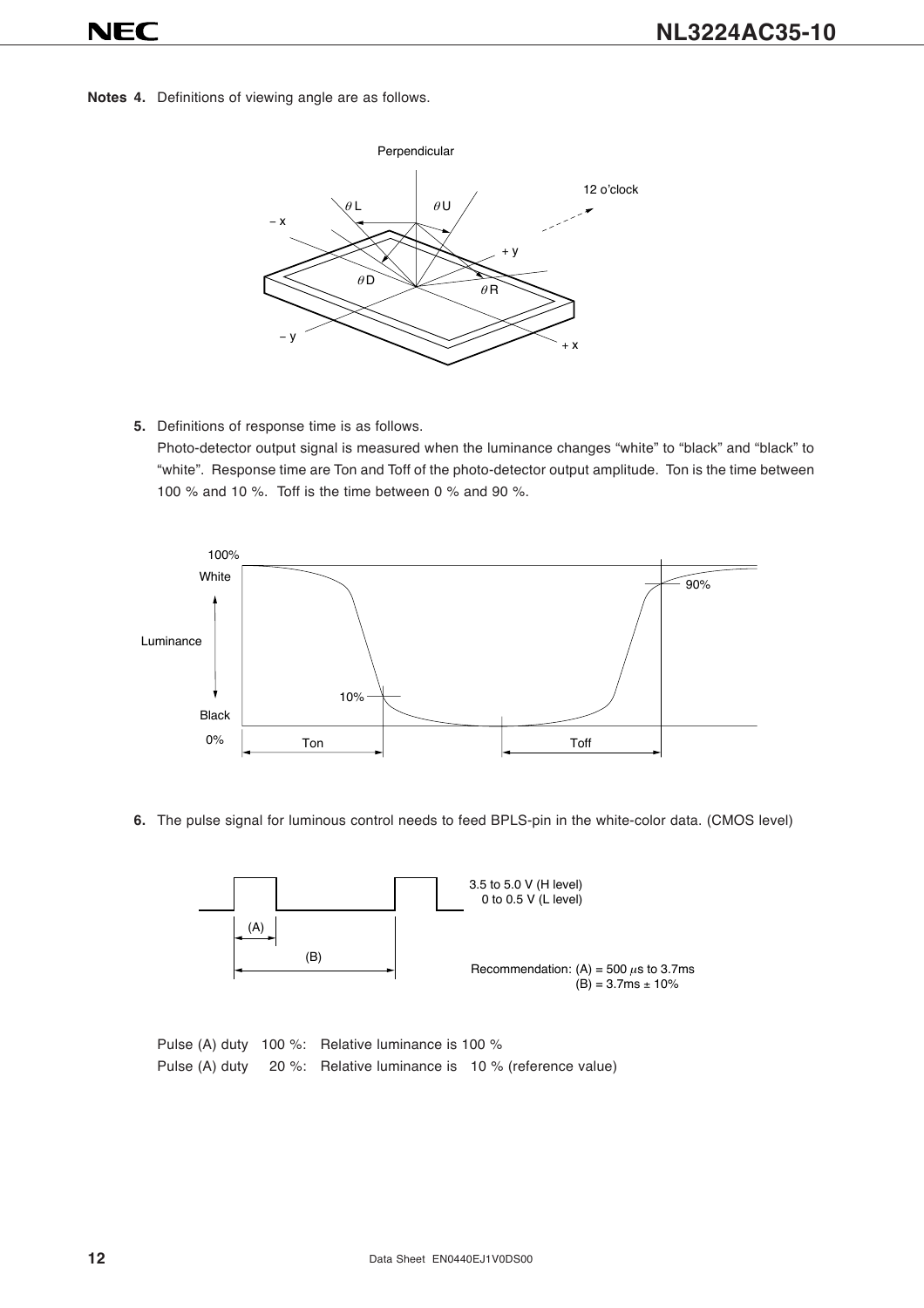**Notes 4.** Definitions of viewing angle are as follows.

**5.** Definitions of response time is as follows.
Photo-detector output signal is measured when the luminance changes “white” to “black” and “black” to “white”. Response time are Ton and Toff of the photo-detector output amplitude. Ton is the time between 100 % and 10 %. Toff is the time between 0 % and 90 %.

**6.** The pulse signal for luminous control needs to feed BPLS-pin in the white-color data. (CMOS level)

3.5 to 5.0 V (H level)
0 to 0.5 V (L level)

Recommendation: (A) = 500 $\mu$s to 3.7ms
(B) = 3.7ms ± 10%

Pulse (A) duty 100 %: Relative luminance is 100 %
Pulse (A) duty 20 %: Relative luminance is 10 % (reference value)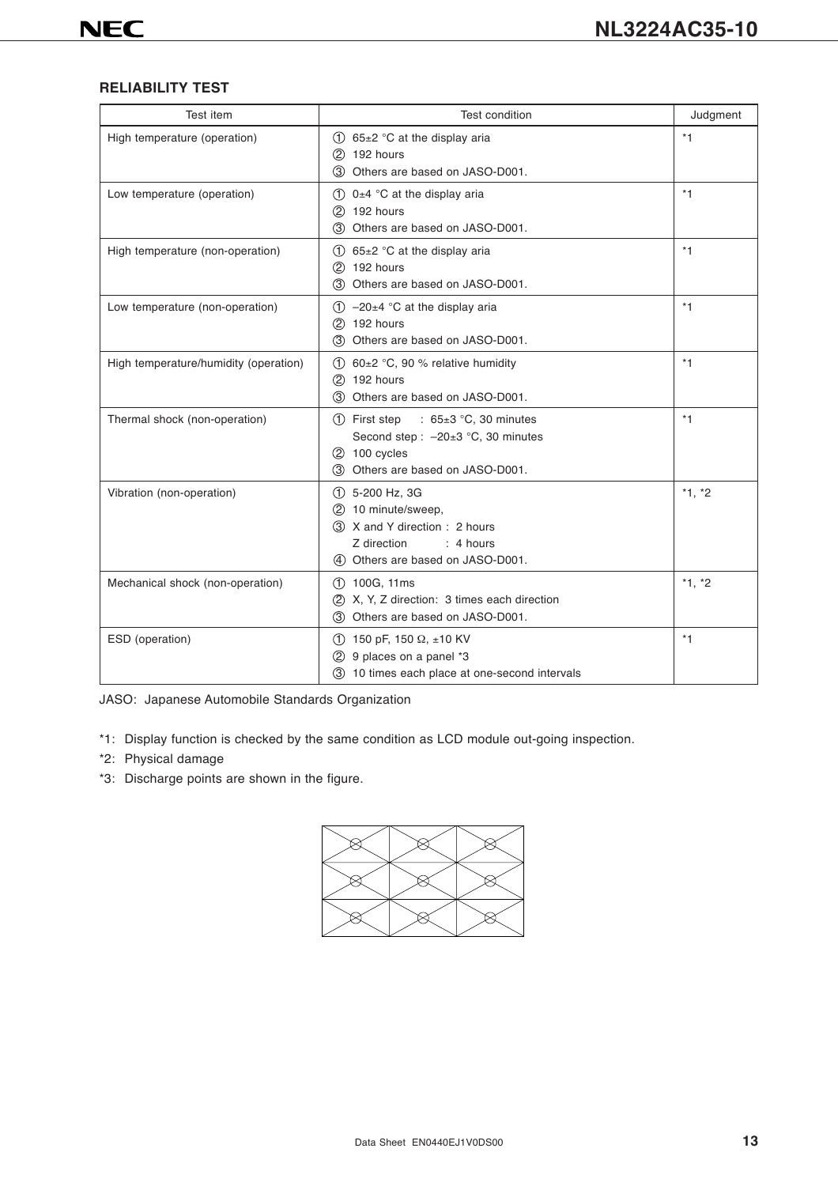## RELIABILITY TEST

| Test item | Test condition | Judgment |
|---|---|---|
| High temperature (operation) | ① 65±2 °C at the display aria<br>② 192 hours<br>③ Others are based on JASO-D001. | *1 |
| Low temperature (operation) | ① 0±4 °C at the display aria<br>② 192 hours<br>③ Others are based on JASO-D001. | *1 |
| High temperature (non-operation) | ① 65±2 °C at the display aria<br>② 192 hours<br>③ Others are based on JASO-D001. | *1 |
| Low temperature (non-operation) | ① –20±4 °C at the display aria<br>② 192 hours<br>③ Others are based on JASO-D001. | *1 |
| High temperature/humidity (operation) | ① 60±2 °C, 90 % relative humidity<br>② 192 hours<br>③ Others are based on JASO-D001. | *1 |
| Thermal shock (non-operation) | ① First step : 65±3 °C, 30 minutes<br>Second step : –20±3 °C, 30 minutes<br>② 100 cycles<br>③ Others are based on JASO-D001. | *1 |
| Vibration (non-operation) | ① 5-200 Hz, 3G<br>② 10 minute/sweep,<br>③ X and Y direction : 2 hours<br>Z direction : 4 hours<br>④ Others are based on JASO-D001. | *1, *2 |
| Mechanical shock (non-operation) | ① 100G, 11ms<br>② X, Y, Z direction: 3 times each direction<br>③ Others are based on JASO-D001. | *1, *2 |
| ESD (operation) | ① 150 pF, 150 Ω, ±10 KV<br>② 9 places on a panel *3<br>③ 10 times each place at one-second intervals | *1 |

JASO: Japanese Automobile Standards Organization

*1: Display function is checked by the same condition as LCD module out-going inspection.

*2: Physical damage

*3: Discharge points are shown in the figure.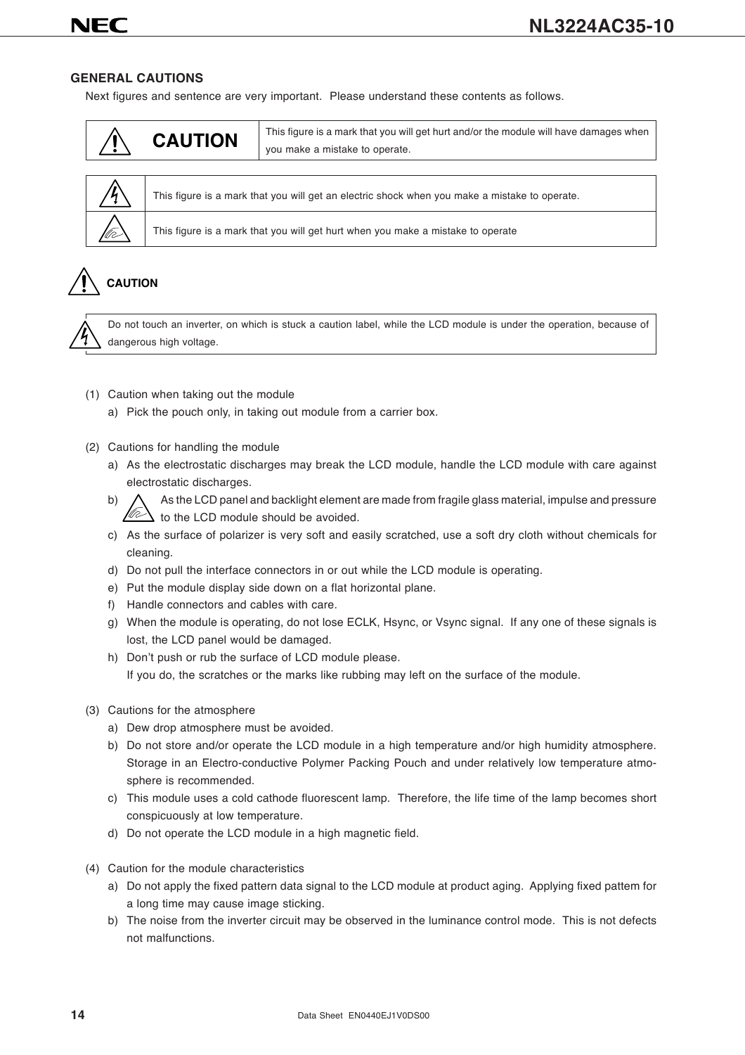## GENERAL CAUTIONS

Next figures and sentence are very important. Please understand these contents as follows.

| CAUTION | This figure is a mark that you will get hurt and/or the module will have damages when you make a mistake to operate. |
|---|---|

| | |
|---|---|
| (electric shock mark) | This figure is a mark that you will get an electric shock when you make a mistake to operate. |
| (hurt mark) | This figure is a mark that you will get hurt when you make a mistake to operate |

### CAUTION

Do not touch an inverter, on which is stuck a caution label, while the LCD module is under the operation, because of dangerous high voltage.

(1) Caution when taking out the module

a) Pick the pouch only, in taking out module from a carrier box.

(2) Cautions for handling the module

a) As the electrostatic discharges may break the LCD module, handle the LCD module with care against electrostatic discharges.

b) As the LCD panel and backlight element are made from fragile glass material, impulse and pressure to the LCD module should be avoided.

c) As the surface of polarizer is very soft and easily scratched, use a soft dry cloth without chemicals for cleaning.

d) Do not pull the interface connectors in or out while the LCD module is operating.

e) Put the module display side down on a flat horizontal plane.

f) Handle connectors and cables with care.

g) When the module is operating, do not lose ECLK, Hsync, or Vsync signal. If any one of these signals is lost, the LCD panel would be damaged.

h) Don't push or rub the surface of LCD module please.
If you do, the scratches or the marks like rubbing may left on the surface of the module.

(3) Cautions for the atmosphere

a) Dew drop atmosphere must be avoided.

b) Do not store and/or operate the LCD module in a high temperature and/or high humidity atmosphere. Storage in an Electro-conductive Polymer Packing Pouch and under relatively low temperature atmosphere is recommended.

c) This module uses a cold cathode fluorescent lamp. Therefore, the life time of the lamp becomes short conspicuously at low temperature.

d) Do not operate the LCD module in a high magnetic field.

(4) Caution for the module characteristics

a) Do not apply the fixed pattern data signal to the LCD module at product aging. Applying fixed pattem for a long time may cause image sticking.

b) The noise from the inverter circuit may be observed in the luminance control mode. This is not defects not malfunctions.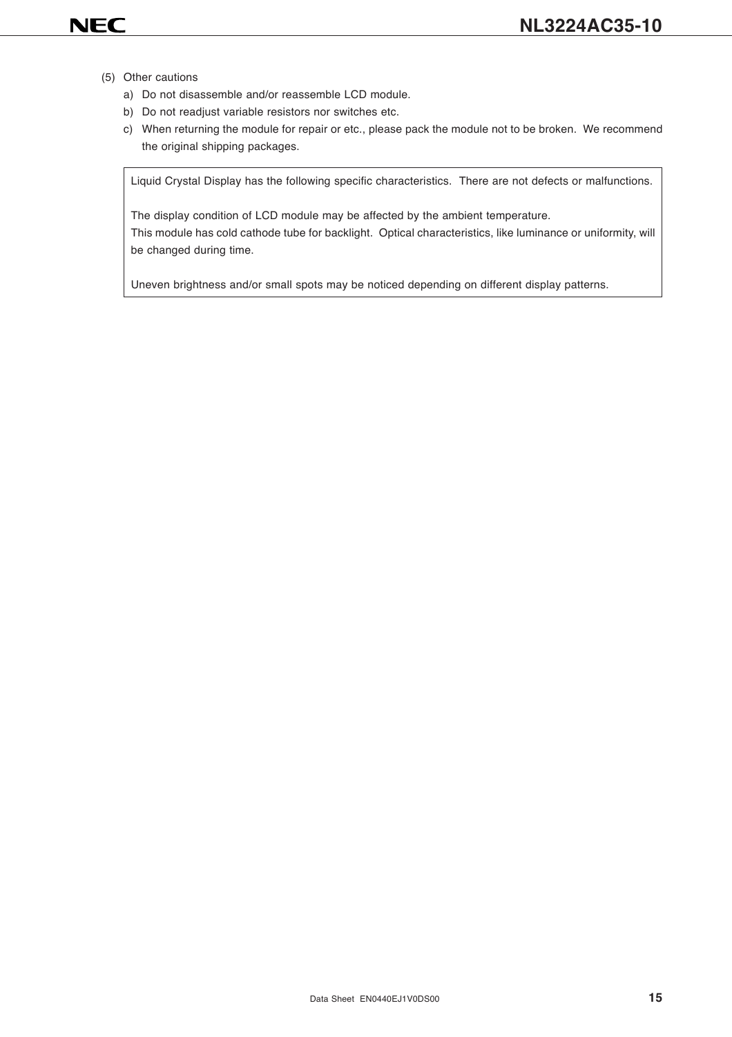(5) Other cautions

a) Do not disassemble and/or reassemble LCD module.

b) Do not readjust variable resistors nor switches etc.

c) When returning the module for repair or etc., please pack the module not to be broken. We recommend the original shipping packages.

> Liquid Crystal Display has the following specific characteristics. There are not defects or malfunctions.
>
> The display condition of LCD module may be affected by the ambient temperature.
> This module has cold cathode tube for backlight. Optical characteristics, like luminance or uniformity, will be changed during time.
>
> Uneven brightness and/or small spots may be noticed depending on different display patterns.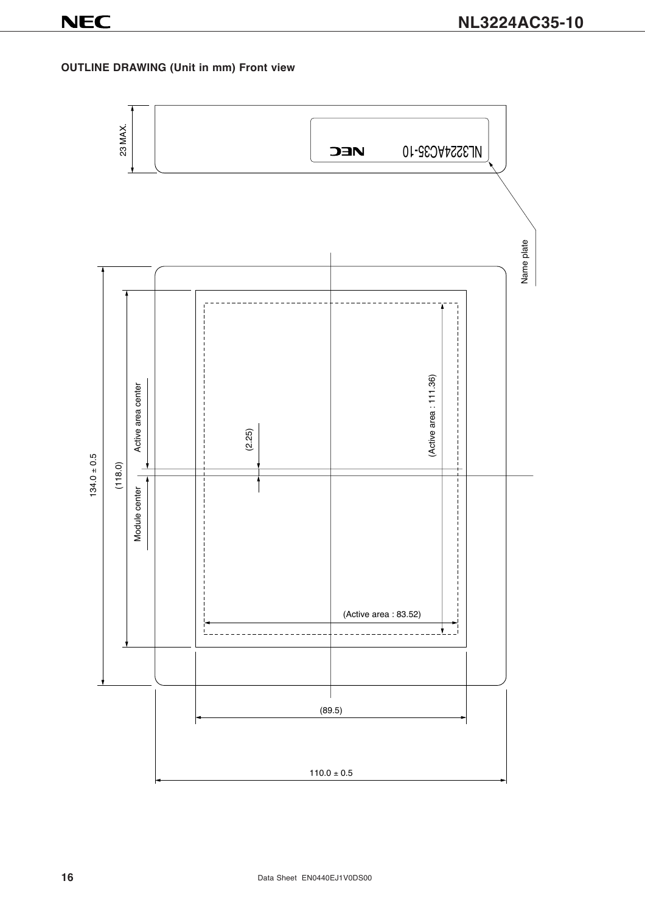**OUTLINE DRAWING (Unit in mm) Front view**

23 MAX.

NL3224AC35-10

NEC

Name plate

134.0 ± 0.5

(118.0)

Active area center

Module center

(2.25)

(Active area : 111.36)

(Active area : 83.52)

(89.5)

110.0 ± 0.5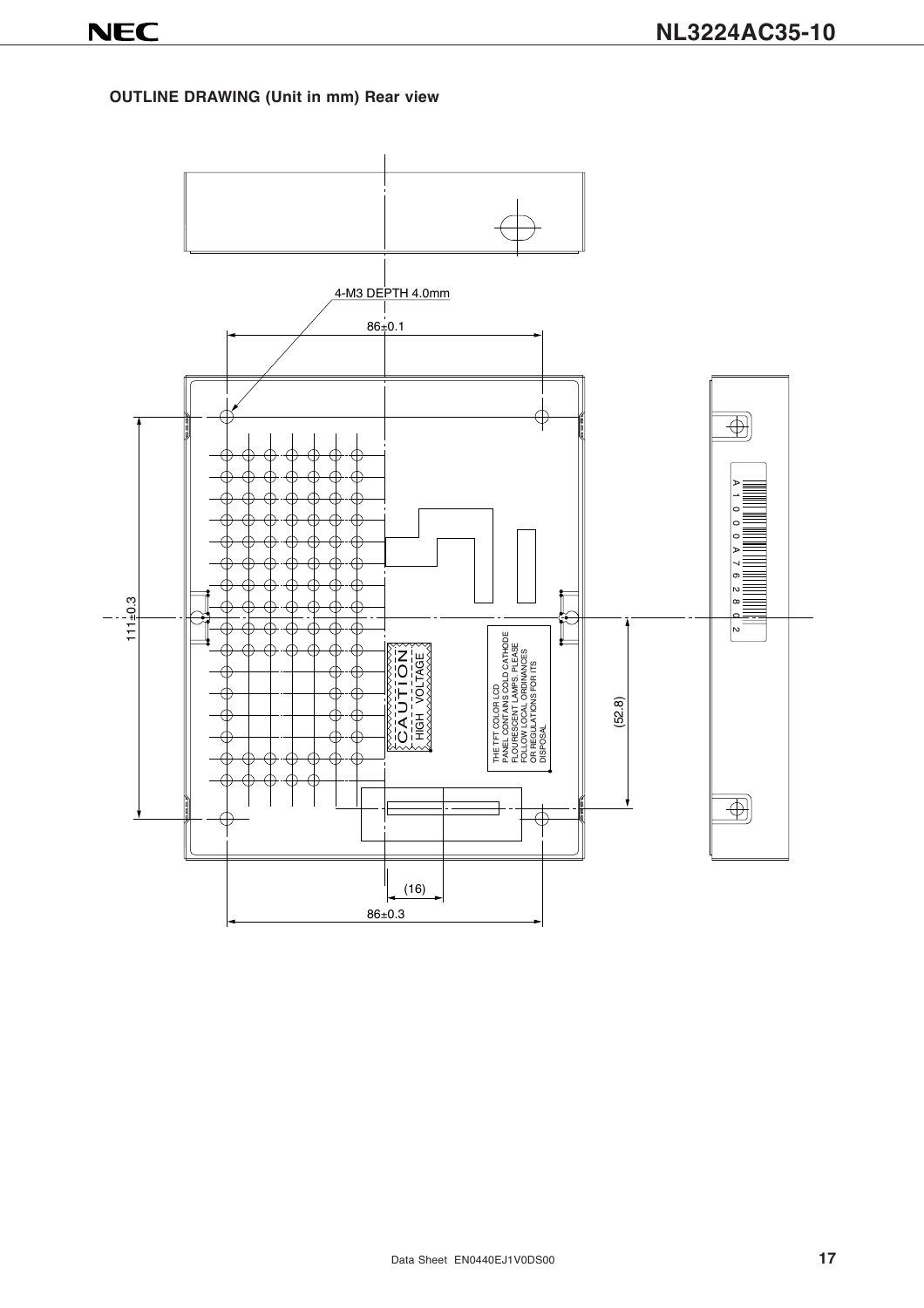## OUTLINE DRAWING (Unit in mm) Rear view

4-M3 DEPTH 4.0mm

86±0.1

111±0.3

(52.8)

CAUTION

HIGH VOLTAGE

THE TFT COLOR LCD PANEL CONTAINS COLD CATHODE FLOURESCENT LAMPS. PLEASE FOLLOW LOCAL ORDINANCES OR REGULATIONS FOR ITS DISPOSAL

A1000A76280 2

(16)

86±0.3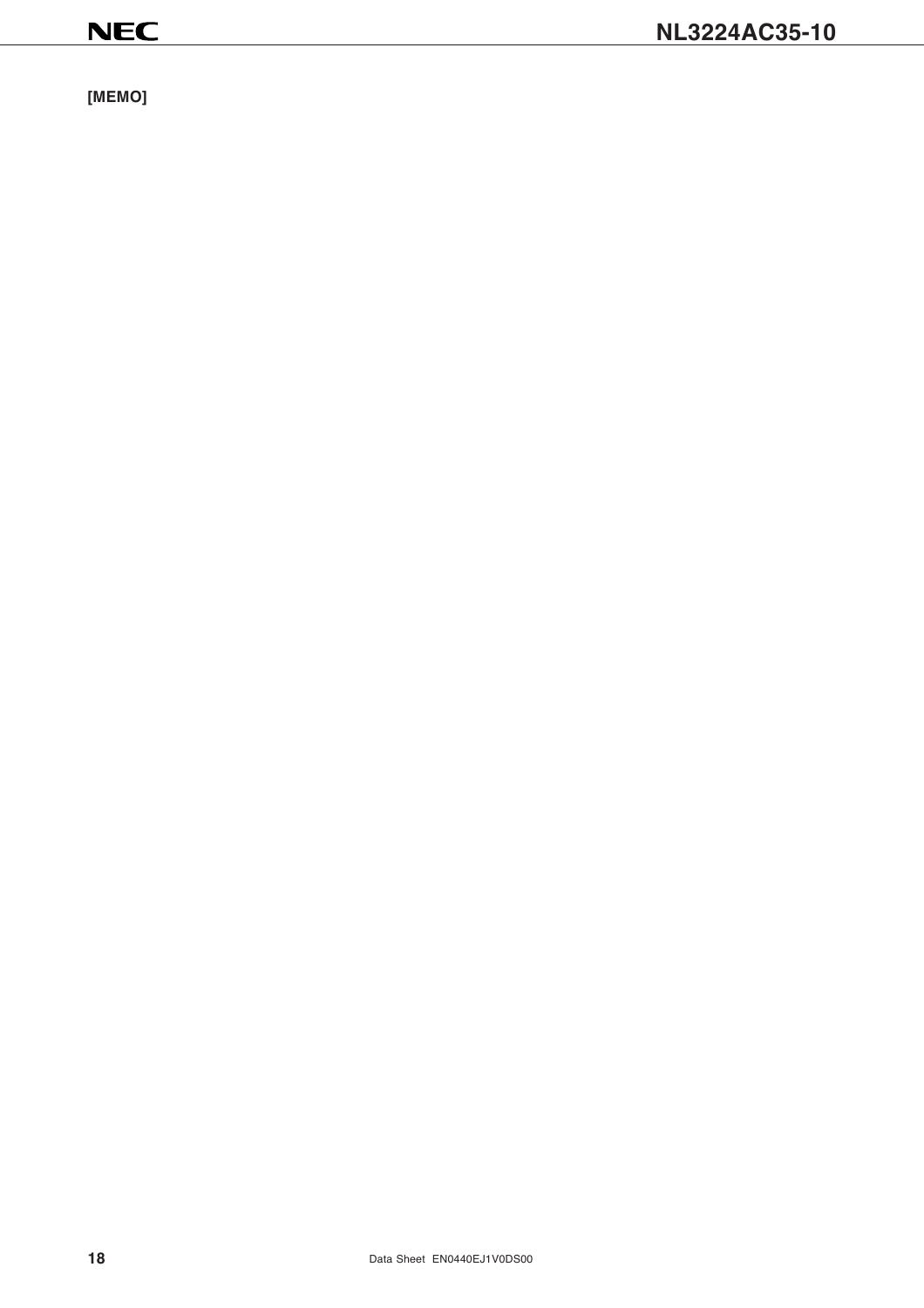[MEMO]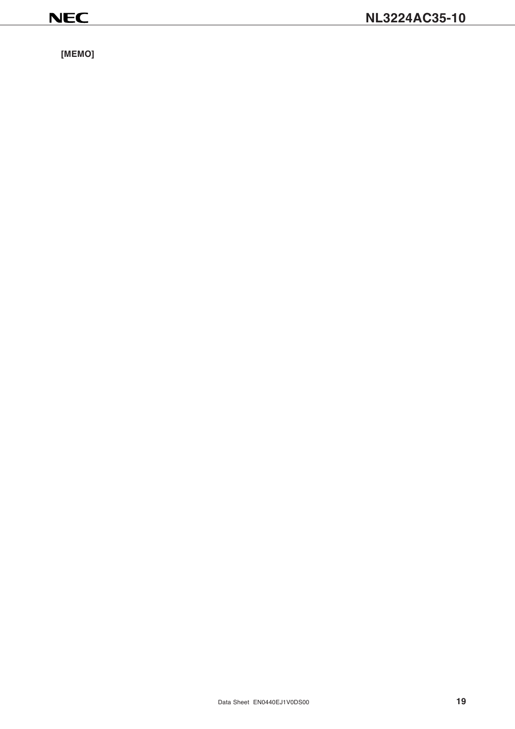[MEMO]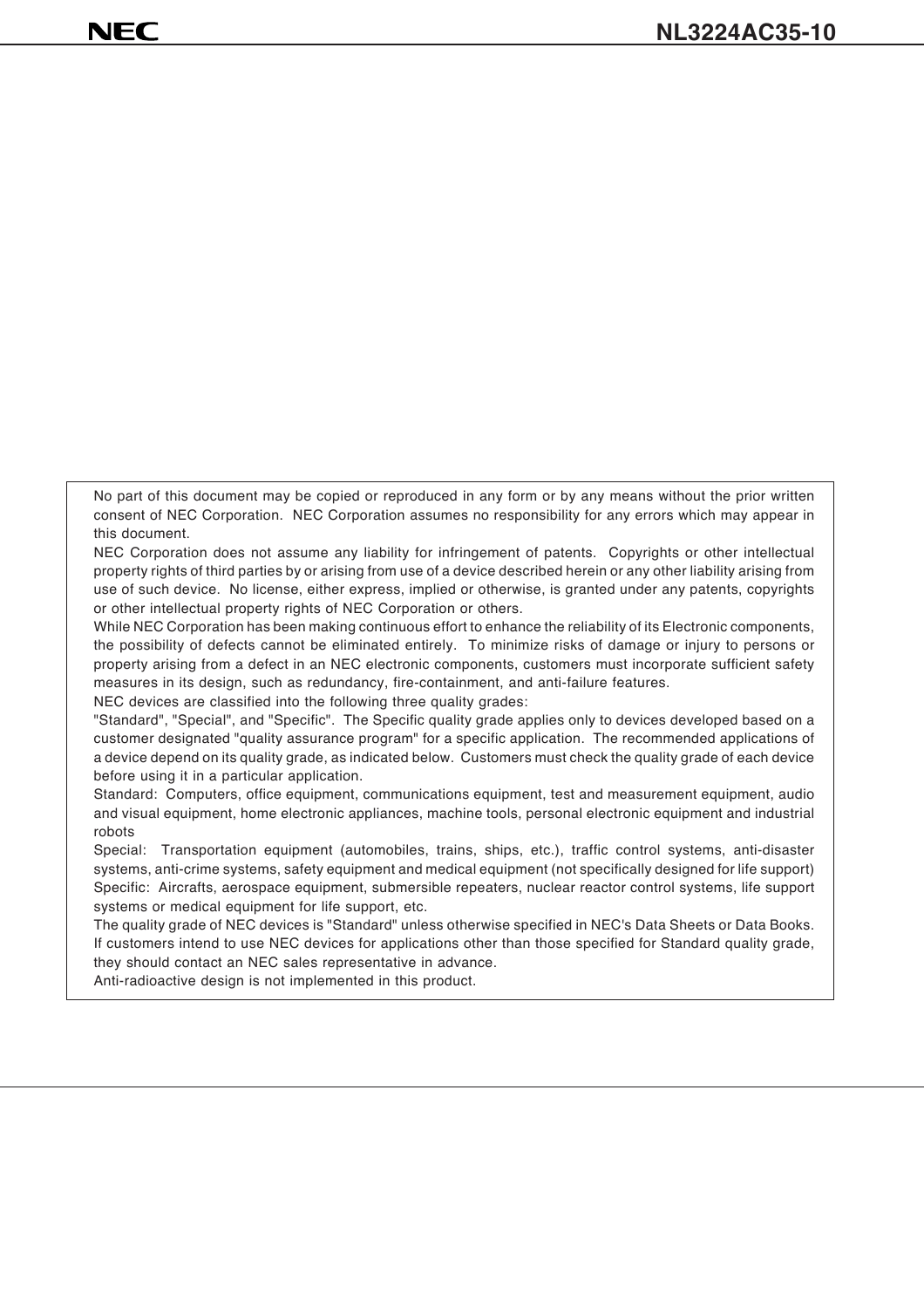No part of this document may be copied or reproduced in any form or by any means without the prior written consent of NEC Corporation. NEC Corporation assumes no responsibility for any errors which may appear in this document.

NEC Corporation does not assume any liability for infringement of patents. Copyrights or other intellectual property rights of third parties by or arising from use of a device described herein or any other liability arising from use of such device. No license, either express, implied or otherwise, is granted under any patents, copyrights or other intellectual property rights of NEC Corporation or others.

While NEC Corporation has been making continuous effort to enhance the reliability of its Electronic components, the possibility of defects cannot be eliminated entirely. To minimize risks of damage or injury to persons or property arising from a defect in an NEC electronic components, customers must incorporate sufficient safety measures in its design, such as redundancy, fire-containment, and anti-failure features.

NEC devices are classified into the following three quality grades:

"Standard", "Special", and "Specific". The Specific quality grade applies only to devices developed based on a customer designated "quality assurance program" for a specific application. The recommended applications of a device depend on its quality grade, as indicated below. Customers must check the quality grade of each device before using it in a particular application.

Standard: Computers, office equipment, communications equipment, test and measurement equipment, audio and visual equipment, home electronic appliances, machine tools, personal electronic equipment and industrial robots

Special: Transportation equipment (automobiles, trains, ships, etc.), traffic control systems, anti-disaster systems, anti-crime systems, safety equipment and medical equipment (not specifically designed for life support)

Specific: Aircrafts, aerospace equipment, submersible repeaters, nuclear reactor control systems, life support systems or medical equipment for life support, etc.

The quality grade of NEC devices is "Standard" unless otherwise specified in NEC's Data Sheets or Data Books. If customers intend to use NEC devices for applications other than those specified for Standard quality grade, they should contact an NEC sales representative in advance.

Anti-radioactive design is not implemented in this product.